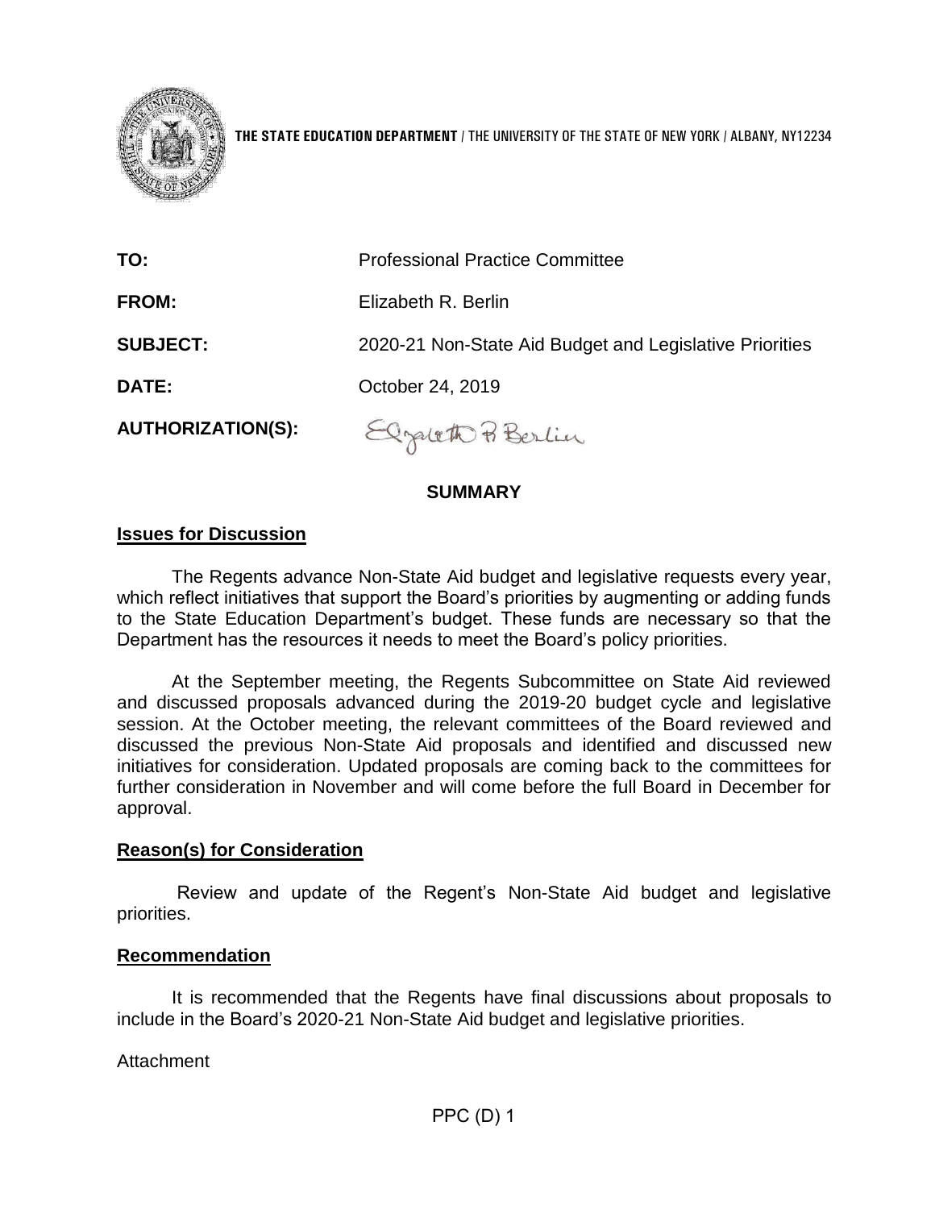**THE STATE EDUCATION DEPARTMENT** / THE UNIVERSITY OF THE STATE OF NEW YORK / ALBANY, NY12234

| | |
|---|---|
| **TO:** | Professional Practice Committee |
| **FROM:** | Elizabeth R. Berlin |
| **SUBJECT:** | 2020-21 Non-State Aid Budget and Legislative Priorities |
| **DATE:** | October 24, 2019 |
| **AUTHORIZATION(S):** | Elizabeth R. Berlin |

## SUMMARY

### Issues for Discussion

The Regents advance Non-State Aid budget and legislative requests every year, which reflect initiatives that support the Board's priorities by augmenting or adding funds to the State Education Department's budget. These funds are necessary so that the Department has the resources it needs to meet the Board's policy priorities.

At the September meeting, the Regents Subcommittee on State Aid reviewed and discussed proposals advanced during the 2019-20 budget cycle and legislative session. At the October meeting, the relevant committees of the Board reviewed and discussed the previous Non-State Aid proposals and identified and discussed new initiatives for consideration. Updated proposals are coming back to the committees for further consideration in November and will come before the full Board in December for approval.

### Reason(s) for Consideration

Review and update of the Regent's Non-State Aid budget and legislative priorities.

### Recommendation

It is recommended that the Regents have final discussions about proposals to include in the Board's 2020-21 Non-State Aid budget and legislative priorities.

Attachment

PPC (D) 1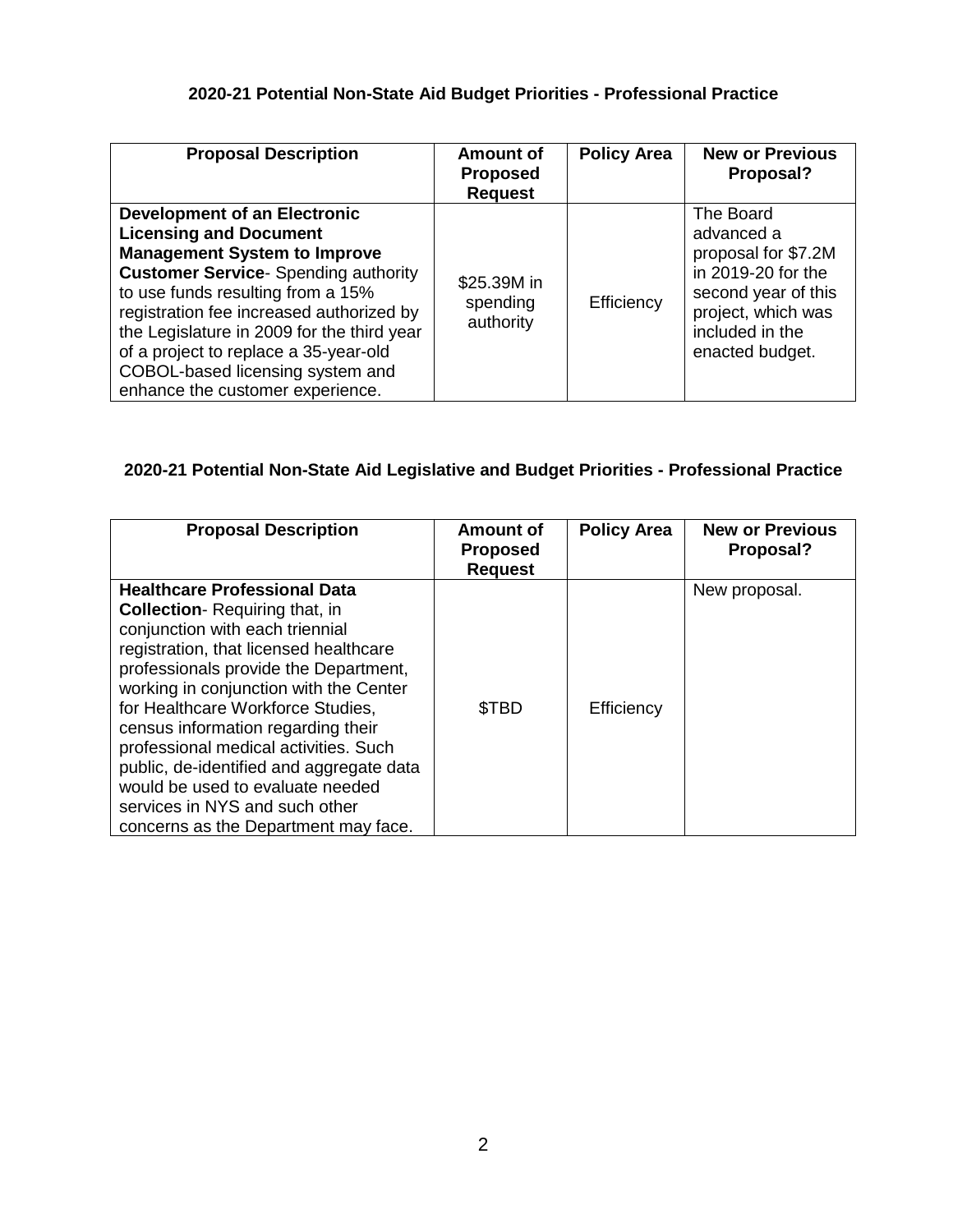**2020-21 Potential Non-State Aid Budget Priorities - Professional Practice**

| Proposal Description | Amount of Proposed Request | Policy Area | New or Previous Proposal? |
|---|---|---|---|
| **Development of an Electronic Licensing and Document Management System to Improve Customer Service**- Spending authority to use funds resulting from a 15% registration fee increased authorized by the Legislature in 2009 for the third year of a project to replace a 35-year-old COBOL-based licensing system and enhance the customer experience. | \$25.39M in spending authority | Efficiency | The Board advanced a proposal for \$7.2M in 2019-20 for the second year of this project, which was included in the enacted budget. |

**2020-21 Potential Non-State Aid Legislative and Budget Priorities - Professional Practice**

| Proposal Description | Amount of Proposed Request | Policy Area | New or Previous Proposal? |
|---|---|---|---|
| **Healthcare Professional Data Collection**- Requiring that, in conjunction with each triennial registration, that licensed healthcare professionals provide the Department, working in conjunction with the Center for Healthcare Workforce Studies, census information regarding their professional medical activities. Such public, de-identified and aggregate data would be used to evaluate needed services in NYS and such other concerns as the Department may face. | \$TBD | Efficiency | New proposal. |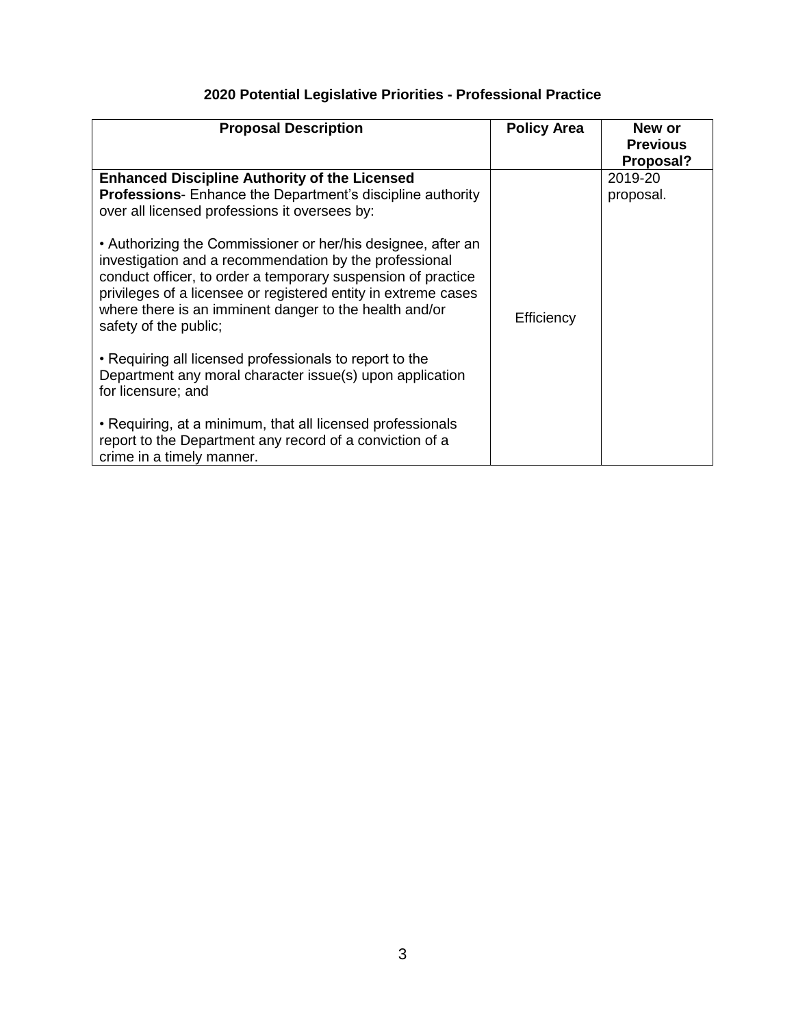## 2020 Potential Legislative Priorities - Professional Practice

| Proposal Description | Policy Area | New or Previous Proposal? |
|---|---|---|
| **Enhanced Discipline Authority of the Licensed Professions**- Enhance the Department's discipline authority over all licensed professions it oversees by:<br><br>• Authorizing the Commissioner or her/his designee, after an investigation and a recommendation by the professional conduct officer, to order a temporary suspension of practice privileges of a licensee or registered entity in extreme cases where there is an imminent danger to the health and/or safety of the public;<br><br>• Requiring all licensed professionals to report to the Department any moral character issue(s) upon application for licensure; and<br><br>• Requiring, at a minimum, that all licensed professionals report to the Department any record of a conviction of a crime in a timely manner. | Efficiency | 2019-20 proposal. |